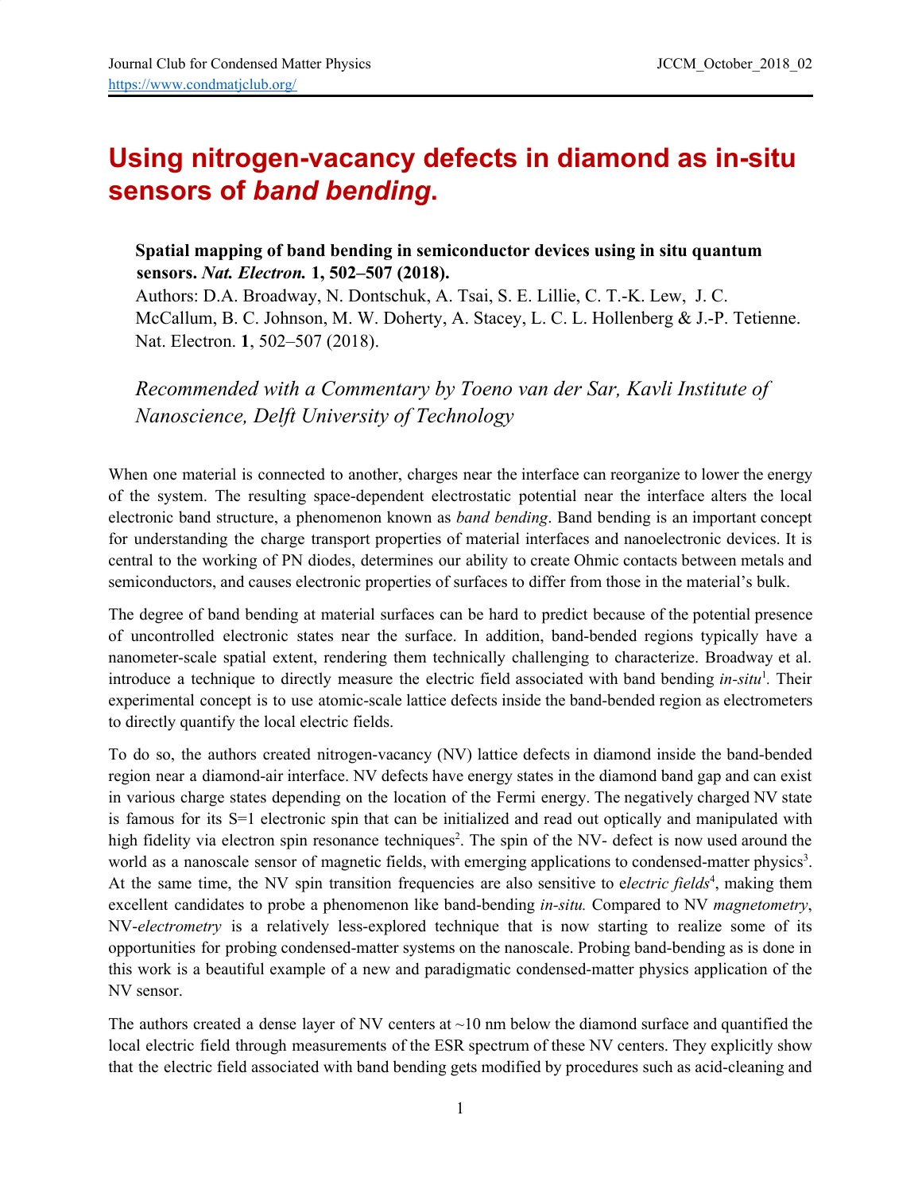# Using nitrogen-vacancy defects in diamond as in-situ sensors of *band bending*.

**Spatial mapping of band bending in semiconductor devices using in situ quantum sensors.** ***Nat. Electron.*** **1, 502–507 (2018).**
Authors: D.A. Broadway, N. Dontschuk, A. Tsai, S. E. Lillie, C. T.-K. Lew, J. C. McCallum, B. C. Johnson, M. W. Doherty, A. Stacey, L. C. L. Hollenberg & J.-P. Tetienne. Nat. Electron. **1**, 502–507 (2018).

*Recommended with a Commentary by Toeno van der Sar, Kavli Institute of Nanoscience, Delft University of Technology*

When one material is connected to another, charges near the interface can reorganize to lower the energy of the system. The resulting space-dependent electrostatic potential near the interface alters the local electronic band structure, a phenomenon known as *band bending*. Band bending is an important concept for understanding the charge transport properties of material interfaces and nanoelectronic devices. It is central to the working of PN diodes, determines our ability to create Ohmic contacts between metals and semiconductors, and causes electronic properties of surfaces to differ from those in the material's bulk.

The degree of band bending at material surfaces can be hard to predict because of the potential presence of uncontrolled electronic states near the surface. In addition, band-bended regions typically have a nanometer-scale spatial extent, rendering them technically challenging to characterize. Broadway et al. introduce a technique to directly measure the electric field associated with band bending *in-situ*[1]. Their experimental concept is to use atomic-scale lattice defects inside the band-bended region as electrometers to directly quantify the local electric fields.

To do so, the authors created nitrogen-vacancy (NV) lattice defects in diamond inside the band-bended region near a diamond-air interface. NV defects have energy states in the diamond band gap and can exist in various charge states depending on the location of the Fermi energy. The negatively charged NV state is famous for its S=1 electronic spin that can be initialized and read out optically and manipulated with high fidelity via electron spin resonance techniques[2]. The spin of the NV- defect is now used around the world as a nanoscale sensor of magnetic fields, with emerging applications to condensed-matter physics[3]. At the same time, the NV spin transition frequencies are also sensitive to e*lectric fields*[4], making them excellent candidates to probe a phenomenon like band-bending *in-situ.* Compared to NV *magnetometry*, NV-*electrometry* is a relatively less-explored technique that is now starting to realize some of its opportunities for probing condensed-matter systems on the nanoscale. Probing band-bending as is done in this work is a beautiful example of a new and paradigmatic condensed-matter physics application of the NV sensor.

The authors created a dense layer of NV centers at ~10 nm below the diamond surface and quantified the local electric field through measurements of the ESR spectrum of these NV centers. They explicitly show that the electric field associated with band bending gets modified by procedures such as acid-cleaning and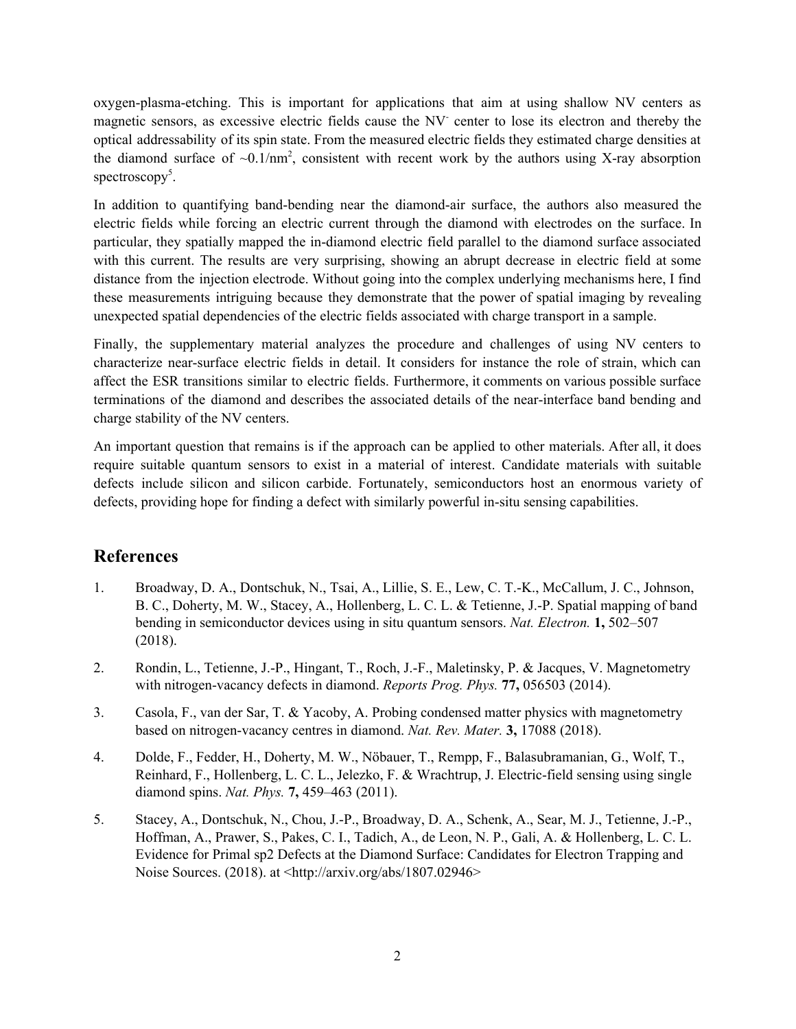oxygen-plasma-etching. This is important for applications that aim at using shallow NV centers as magnetic sensors, as excessive electric fields cause the $NV^-$ center to lose its electron and thereby the optical addressability of its spin state. From the measured electric fields they estimated charge densities at the diamond surface of ~0.1/$nm^2$, consistent with recent work by the authors using X-ray absorption spectroscopy[5].

In addition to quantifying band-bending near the diamond-air surface, the authors also measured the electric fields while forcing an electric current through the diamond with electrodes on the surface. In particular, they spatially mapped the in-diamond electric field parallel to the diamond surface associated with this current. The results are very surprising, showing an abrupt decrease in electric field at some distance from the injection electrode. Without going into the complex underlying mechanisms here, I find these measurements intriguing because they demonstrate that the power of spatial imaging by revealing unexpected spatial dependencies of the electric fields associated with charge transport in a sample.

Finally, the supplementary material analyzes the procedure and challenges of using NV centers to characterize near-surface electric fields in detail. It considers for instance the role of strain, which can affect the ESR transitions similar to electric fields. Furthermore, it comments on various possible surface terminations of the diamond and describes the associated details of the near-interface band bending and charge stability of the NV centers.

An important question that remains is if the approach can be applied to other materials. After all, it does require suitable quantum sensors to exist in a material of interest. Candidate materials with suitable defects include silicon and silicon carbide. Fortunately, semiconductors host an enormous variety of defects, providing hope for finding a defect with similarly powerful in-situ sensing capabilities.

## References

1. Broadway, D. A., Dontschuk, N., Tsai, A., Lillie, S. E., Lew, C. T.-K., McCallum, J. C., Johnson, B. C., Doherty, M. W., Stacey, A., Hollenberg, L. C. L. & Tetienne, J.-P. Spatial mapping of band bending in semiconductor devices using in situ quantum sensors. *Nat. Electron.* **1,** 502–507 (2018).

2. Rondin, L., Tetienne, J.-P., Hingant, T., Roch, J.-F., Maletinsky, P. & Jacques, V. Magnetometry with nitrogen-vacancy defects in diamond. *Reports Prog. Phys.* **77,** 056503 (2014).

3. Casola, F., van der Sar, T. & Yacoby, A. Probing condensed matter physics with magnetometry based on nitrogen-vacancy centres in diamond. *Nat. Rev. Mater.* **3,** 17088 (2018).

4. Dolde, F., Fedder, H., Doherty, M. W., Nöbauer, T., Rempp, F., Balasubramanian, G., Wolf, T., Reinhard, F., Hollenberg, L. C. L., Jelezko, F. & Wrachtrup, J. Electric-field sensing using single diamond spins. *Nat. Phys.* **7,** 459–463 (2011).

5. Stacey, A., Dontschuk, N., Chou, J.-P., Broadway, D. A., Schenk, A., Sear, M. J., Tetienne, J.-P., Hoffman, A., Prawer, S., Pakes, C. I., Tadich, A., de Leon, N. P., Gali, A. & Hollenberg, L. C. L. Evidence for Primal sp2 Defects at the Diamond Surface: Candidates for Electron Trapping and Noise Sources. (2018). at <http://arxiv.org/abs/1807.02946>